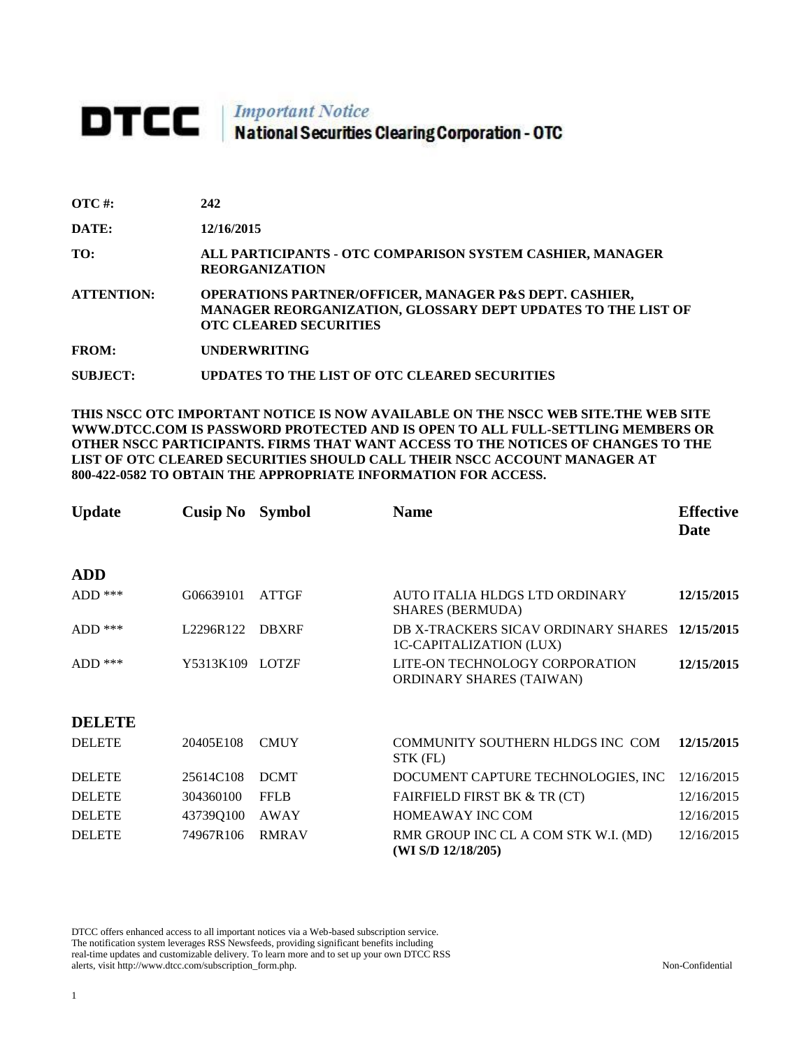# DTCC *Important Notice* National Securities Clearing Corporation - OTC

**OTC #:** **242**

**DATE:** **12/16/2015**

**TO:** **ALL PARTICIPANTS - OTC COMPARISON SYSTEM CASHIER, MANAGER REORGANIZATION**

**ATTENTION:** **OPERATIONS PARTNER/OFFICER, MANAGER P&S DEPT. CASHIER, MANAGER REORGANIZATION, GLOSSARY DEPT UPDATES TO THE LIST OF OTC CLEARED SECURITIES**

**FROM:** **UNDERWRITING**

**SUBJECT:** **UPDATES TO THE LIST OF OTC CLEARED SECURITIES**

**THIS NSCC OTC IMPORTANT NOTICE IS NOW AVAILABLE ON THE NSCC WEB SITE.THE WEB SITE WWW.DTCC.COM IS PASSWORD PROTECTED AND IS OPEN TO ALL FULL-SETTLING MEMBERS OR OTHER NSCC PARTICIPANTS. FIRMS THAT WANT ACCESS TO THE NOTICES OF CHANGES TO THE LIST OF OTC CLEARED SECURITIES SHOULD CALL THEIR NSCC ACCOUNT MANAGER AT 800-422-0582 TO OBTAIN THE APPROPRIATE INFORMATION FOR ACCESS.**

| Update | Cusip No | Symbol | Name | Effective Date |
|---|---|---|---|---|
| **ADD** | | | | |
| ADD *** | G06639101 | ATTGF | AUTO ITALIA HLDGS LTD ORDINARY SHARES (BERMUDA) | **12/15/2015** |
| ADD *** | L2296R122 | DBXRF | DB X-TRACKERS SICAV ORDINARY SHARES 1C-CAPITALIZATION (LUX) | **12/15/2015** |
| ADD *** | Y5313K109 | LOTZF | LITE-ON TECHNOLOGY CORPORATION ORDINARY SHARES (TAIWAN) | **12/15/2015** |
| **DELETE** | | | | |
| DELETE | 20405E108 | CMUY | COMMUNITY SOUTHERN HLDGS INC COM STK (FL) | **12/15/2015** |
| DELETE | 25614C108 | DCMT | DOCUMENT CAPTURE TECHNOLOGIES, INC | 12/16/2015 |
| DELETE | 304360100 | FFLB | FAIRFIELD FIRST BK & TR (CT) | 12/16/2015 |
| DELETE | 43739Q100 | AWAY | HOMEAWAY INC COM | 12/16/2015 |
| DELETE | 74967R106 | RMRAV | RMR GROUP INC CL A COM STK W.I. (MD) **(WI S/D 12/18/205)** | 12/16/2015 |

DTCC offers enhanced access to all important notices via a Web-based subscription service. The notification system leverages RSS Newsfeeds, providing significant benefits including real-time updates and customizable delivery. To learn more and to set up your own DTCC RSS alerts, visit http://www.dtcc.com/subscription_form.php.

Non-Confidential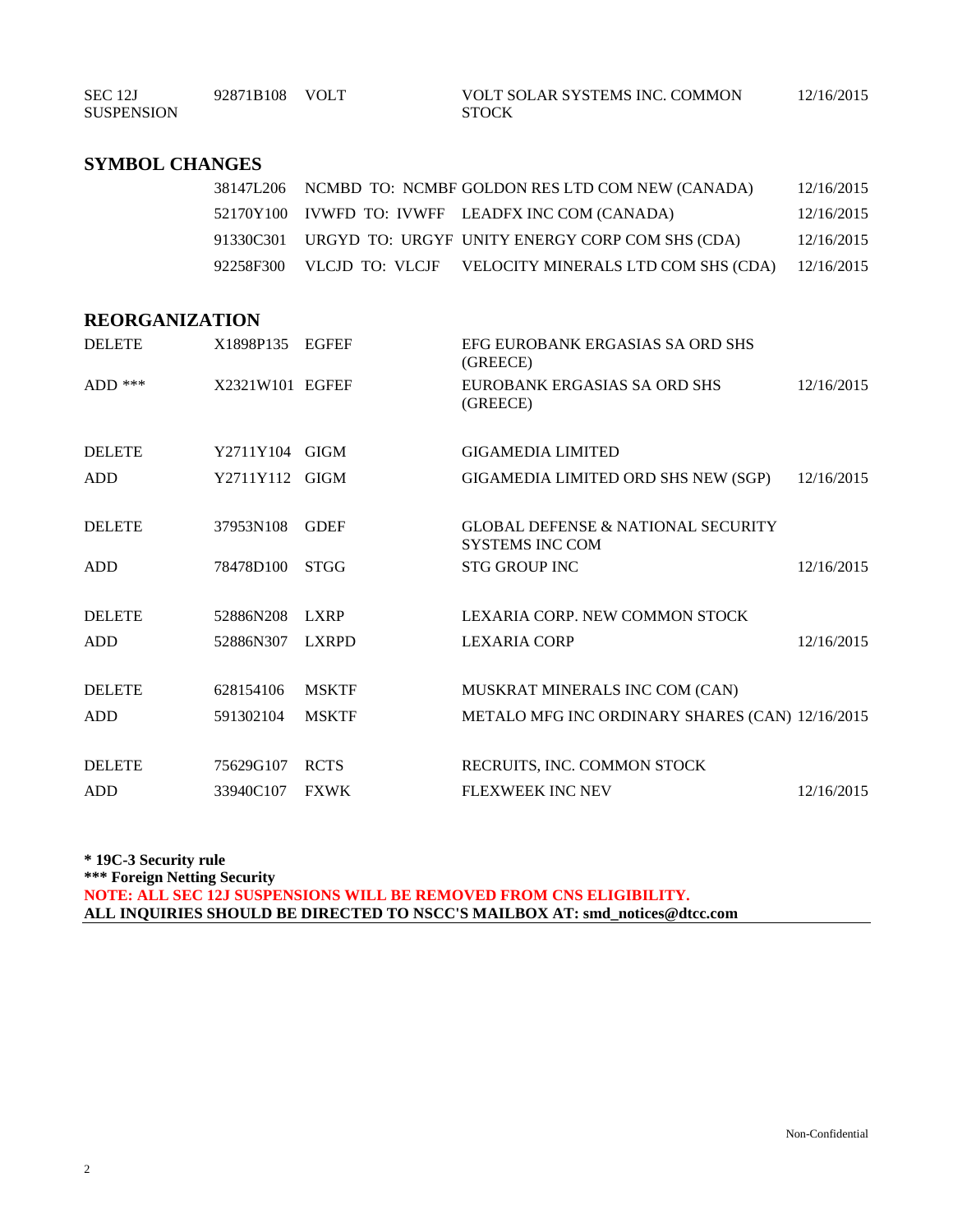| | | | | |
|---|---|---|---|---|
| SEC 12J SUSPENSION | 92871B108 | VOLT | VOLT SOLAR SYSTEMS INC. COMMON STOCK | 12/16/2015 |

## SYMBOL CHANGES

| | | | | |
|---|---|---|---|---|
| | 38147L206 | NCMBD TO: NCMBF | GOLDON RES LTD COM NEW (CANADA) | 12/16/2015 |
| | 52170Y100 | IVWFD TO: IVWFF | LEADFX INC COM (CANADA) | 12/16/2015 |
| | 91330C301 | URGYD TO: URGYF | UNITY ENERGY CORP COM SHS (CDA) | 12/16/2015 |
| | 92258F300 | VLCJD TO: VLCJF | VELOCITY MINERALS LTD COM SHS (CDA) | 12/16/2015 |

## REORGANIZATION

| | | | | |
|---|---|---|---|---|
| DELETE | X1898P135 | EGFEF | EFG EUROBANK ERGASIAS SA ORD SHS (GREECE) | |
| ADD *** | X2321W101 | EGFEF | EUROBANK ERGASIAS SA ORD SHS (GREECE) | 12/16/2015 |
| DELETE | Y2711Y104 | GIGM | GIGAMEDIA LIMITED | |
| ADD | Y2711Y112 | GIGM | GIGAMEDIA LIMITED ORD SHS NEW (SGP) | 12/16/2015 |
| DELETE | 37953N108 | GDEF | GLOBAL DEFENSE & NATIONAL SECURITY SYSTEMS INC COM | |
| ADD | 78478D100 | STGG | STG GROUP INC | 12/16/2015 |
| DELETE | 52886N208 | LXRP | LEXARIA CORP. NEW COMMON STOCK | |
| ADD | 52886N307 | LXRPD | LEXARIA CORP | 12/16/2015 |
| DELETE | 628154106 | MSKTF | MUSKRAT MINERALS INC COM (CAN) | |
| ADD | 591302104 | MSKTF | METALO MFG INC ORDINARY SHARES (CAN) | 12/16/2015 |
| DELETE | 75629G107 | RCTS | RECRUITS, INC. COMMON STOCK | |
| ADD | 33940C107 | FXWK | FLEXWEEK INC NEV | 12/16/2015 |

**\* 19C-3 Security rule**
**\*\*\* Foreign Netting Security**
**NOTE: ALL SEC 12J SUSPENSIONS WILL BE REMOVED FROM CNS ELIGIBILITY.**
**ALL INQUIRIES SHOULD BE DIRECTED TO NSCC'S MAILBOX AT: smd_notices@dtcc.com**

Non-Confidential